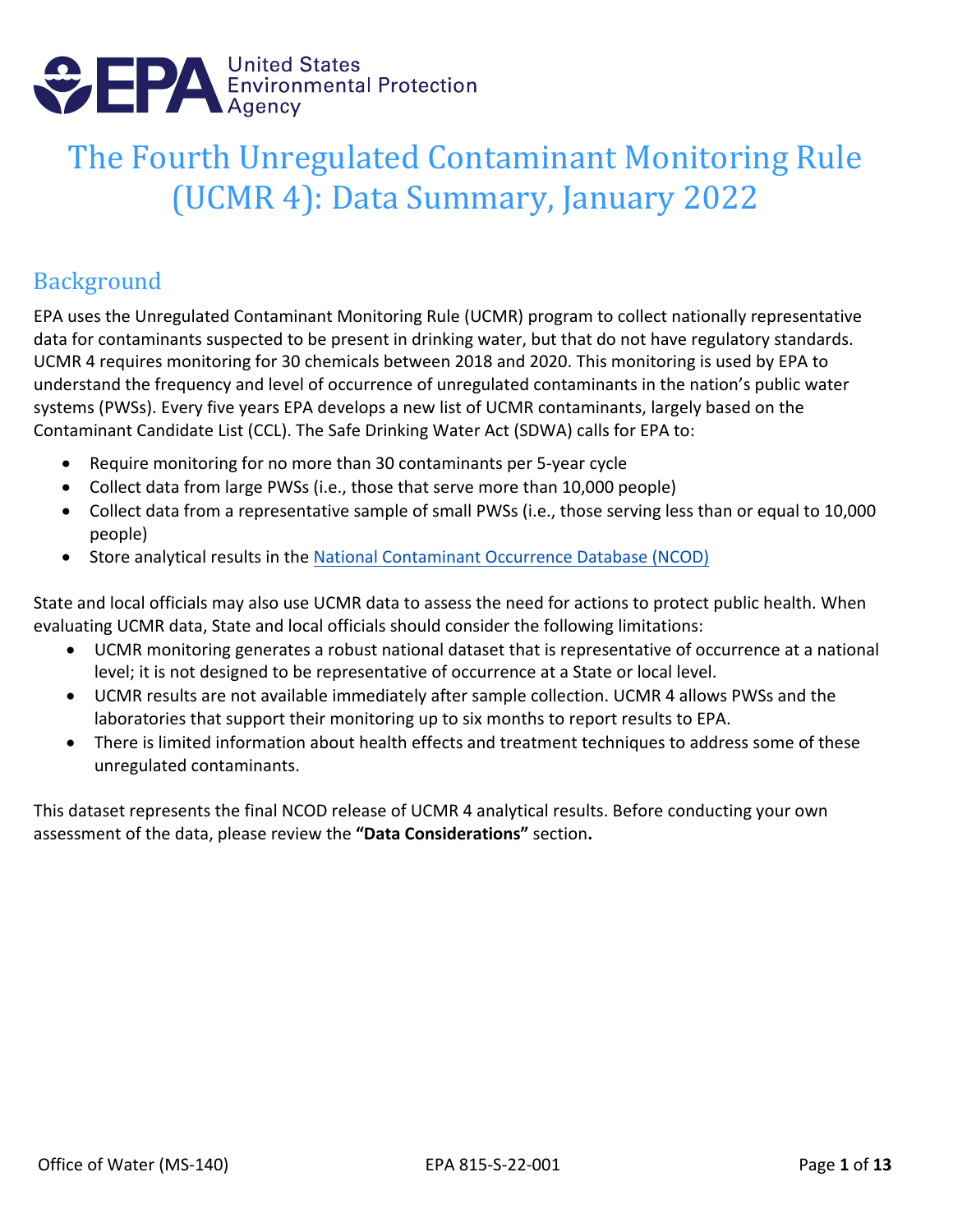# The Fourth Unregulated Contaminant Monitoring Rule (UCMR 4): Data Summary, January 2022

## Background

EPA uses the Unregulated Contaminant Monitoring Rule (UCMR) program to collect nationally representative data for contaminants suspected to be present in drinking water, but that do not have regulatory standards. UCMR 4 requires monitoring for 30 chemicals between 2018 and 2020. This monitoring is used by EPA to understand the frequency and level of occurrence of unregulated contaminants in the nation's public water systems (PWSs). Every five years EPA develops a new list of UCMR contaminants, largely based on the Contaminant Candidate List (CCL). The Safe Drinking Water Act (SDWA) calls for EPA to:

- Require monitoring for no more than 30 contaminants per 5-year cycle
- Collect data from large PWSs (i.e., those that serve more than 10,000 people)
- Collect data from a representative sample of small PWSs (i.e., those serving less than or equal to 10,000 people)
- Store analytical results in the National Contaminant Occurrence Database (NCOD)

State and local officials may also use UCMR data to assess the need for actions to protect public health. When evaluating UCMR data, State and local officials should consider the following limitations:

- UCMR monitoring generates a robust national dataset that is representative of occurrence at a national level; it is not designed to be representative of occurrence at a State or local level.
- UCMR results are not available immediately after sample collection. UCMR 4 allows PWSs and the laboratories that support their monitoring up to six months to report results to EPA.
- There is limited information about health effects and treatment techniques to address some of these unregulated contaminants.

This dataset represents the final NCOD release of UCMR 4 analytical results. Before conducting your own assessment of the data, please review the **"Data Considerations"** section**.**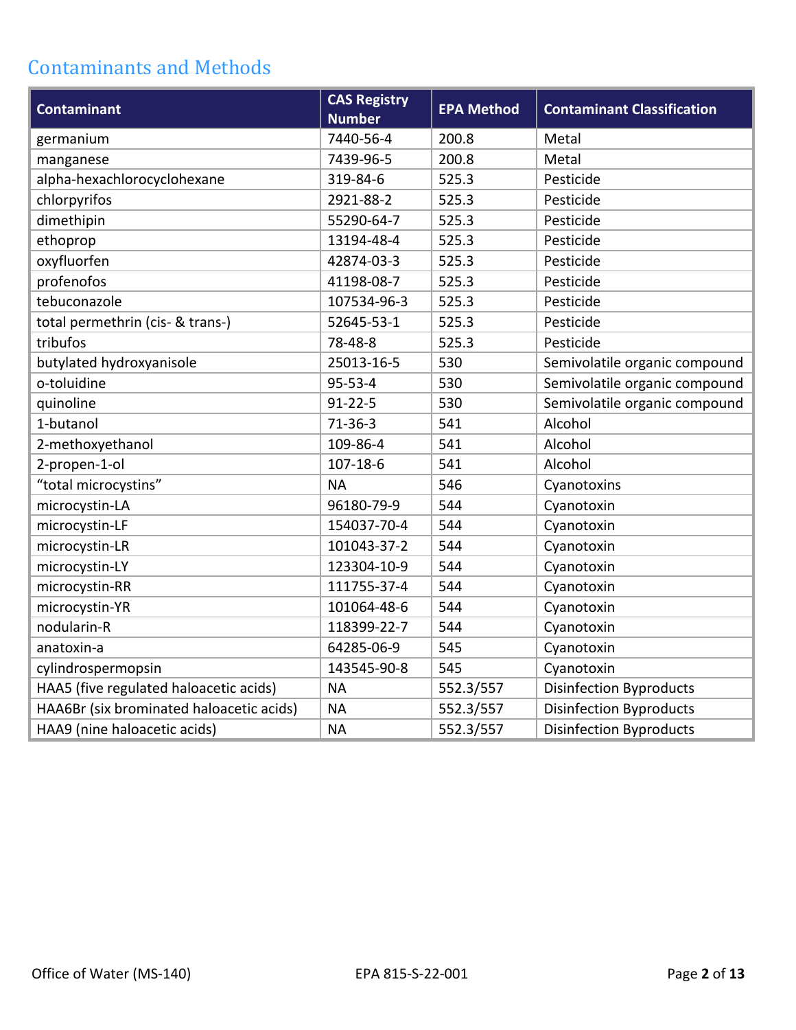## Contaminants and Methods

| Contaminant | CAS Registry Number | EPA Method | Contaminant Classification |
|---|---|---|---|
| germanium | 7440-56-4 | 200.8 | Metal |
| manganese | 7439-96-5 | 200.8 | Metal |
| alpha-hexachlorocyclohexane | 319-84-6 | 525.3 | Pesticide |
| chlorpyrifos | 2921-88-2 | 525.3 | Pesticide |
| dimethipin | 55290-64-7 | 525.3 | Pesticide |
| ethoprop | 13194-48-4 | 525.3 | Pesticide |
| oxyfluorfen | 42874-03-3 | 525.3 | Pesticide |
| profenofos | 41198-08-7 | 525.3 | Pesticide |
| tebuconazole | 107534-96-3 | 525.3 | Pesticide |
| total permethrin (cis- & trans-) | 52645-53-1 | 525.3 | Pesticide |
| tribufos | 78-48-8 | 525.3 | Pesticide |
| butylated hydroxyanisole | 25013-16-5 | 530 | Semivolatile organic compound |
| o-toluidine | 95-53-4 | 530 | Semivolatile organic compound |
| quinoline | 91-22-5 | 530 | Semivolatile organic compound |
| 1-butanol | 71-36-3 | 541 | Alcohol |
| 2-methoxyethanol | 109-86-4 | 541 | Alcohol |
| 2-propen-1-ol | 107-18-6 | 541 | Alcohol |
| "total microcystins" | NA | 546 | Cyanotoxins |
| microcystin-LA | 96180-79-9 | 544 | Cyanotoxin |
| microcystin-LF | 154037-70-4 | 544 | Cyanotoxin |
| microcystin-LR | 101043-37-2 | 544 | Cyanotoxin |
| microcystin-LY | 123304-10-9 | 544 | Cyanotoxin |
| microcystin-RR | 111755-37-4 | 544 | Cyanotoxin |
| microcystin-YR | 101064-48-6 | 544 | Cyanotoxin |
| nodularin-R | 118399-22-7 | 544 | Cyanotoxin |
| anatoxin-a | 64285-06-9 | 545 | Cyanotoxin |
| cylindrospermopsin | 143545-90-8 | 545 | Cyanotoxin |
| HAA5 (five regulated haloacetic acids) | NA | 552.3/557 | Disinfection Byproducts |
| HAA6Br (six brominated haloacetic acids) | NA | 552.3/557 | Disinfection Byproducts |
| HAA9 (nine haloacetic acids) | NA | 552.3/557 | Disinfection Byproducts |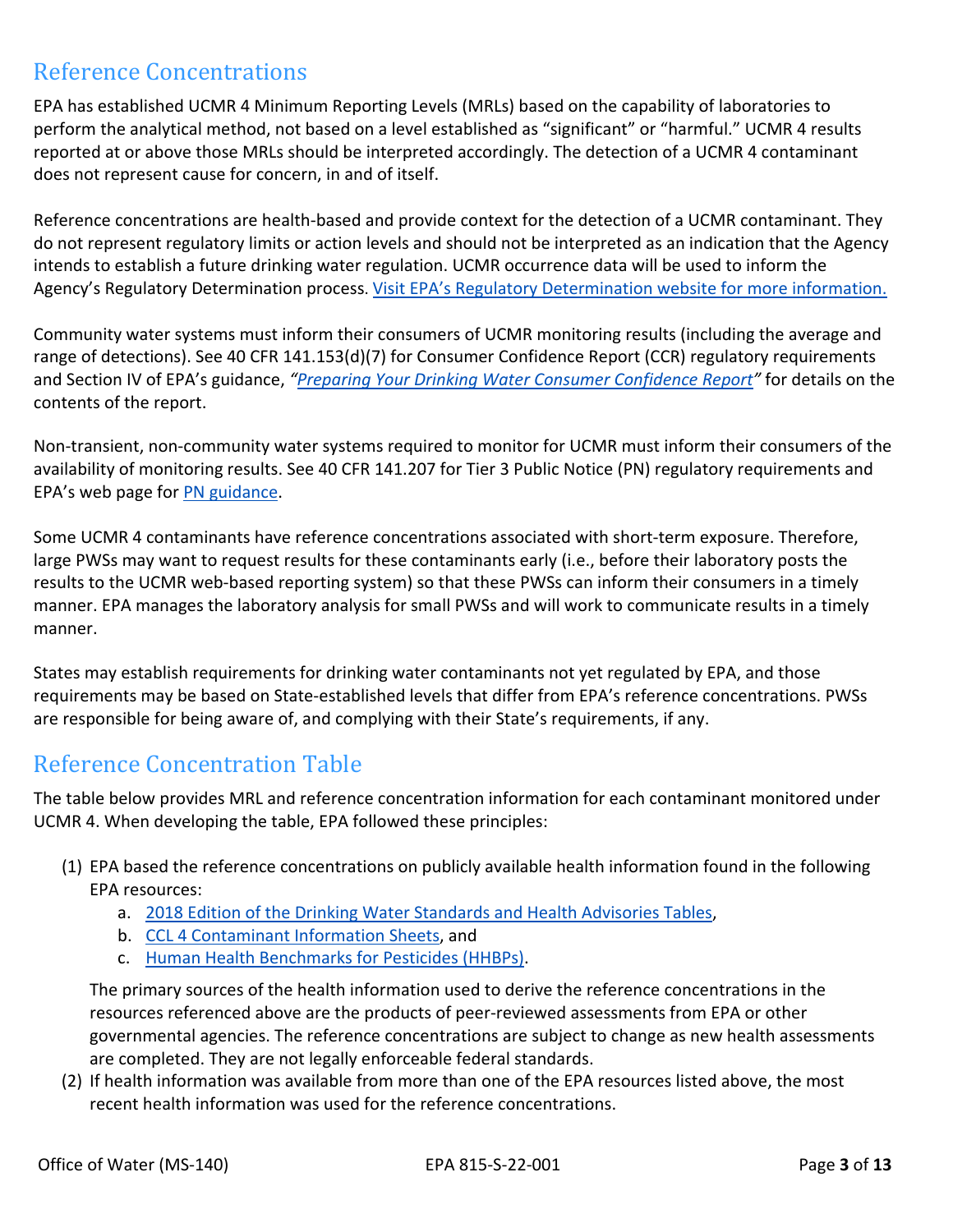## Reference Concentrations

EPA has established UCMR 4 Minimum Reporting Levels (MRLs) based on the capability of laboratories to perform the analytical method, not based on a level established as "significant" or "harmful." UCMR 4 results reported at or above those MRLs should be interpreted accordingly. The detection of a UCMR 4 contaminant does not represent cause for concern, in and of itself.

Reference concentrations are health-based and provide context for the detection of a UCMR contaminant. They do not represent regulatory limits or action levels and should not be interpreted as an indication that the Agency intends to establish a future drinking water regulation. UCMR occurrence data will be used to inform the Agency's Regulatory Determination process. [Visit EPA's Regulatory Determination website for more information.]

Community water systems must inform their consumers of UCMR monitoring results (including the average and range of detections). See 40 CFR 141.153(d)(7) for Consumer Confidence Report (CCR) regulatory requirements and Section IV of EPA's guidance, *"Preparing Your Drinking Water Consumer Confidence Report"* for details on the contents of the report.

Non-transient, non-community water systems required to monitor for UCMR must inform their consumers of the availability of monitoring results. See 40 CFR 141.207 for Tier 3 Public Notice (PN) regulatory requirements and EPA's web page for PN guidance.

Some UCMR 4 contaminants have reference concentrations associated with short-term exposure. Therefore, large PWSs may want to request results for these contaminants early (i.e., before their laboratory posts the results to the UCMR web-based reporting system) so that these PWSs can inform their consumers in a timely manner. EPA manages the laboratory analysis for small PWSs and will work to communicate results in a timely manner.

States may establish requirements for drinking water contaminants not yet regulated by EPA, and those requirements may be based on State-established levels that differ from EPA's reference concentrations. PWSs are responsible for being aware of, and complying with their State's requirements, if any.

## Reference Concentration Table

The table below provides MRL and reference concentration information for each contaminant monitored under UCMR 4. When developing the table, EPA followed these principles:

(1) EPA based the reference concentrations on publicly available health information found in the following EPA resources:
   a. 2018 Edition of the Drinking Water Standards and Health Advisories Tables,
   b. CCL 4 Contaminant Information Sheets, and
   c. Human Health Benchmarks for Pesticides (HHBPs).

   The primary sources of the health information used to derive the reference concentrations in the resources referenced above are the products of peer-reviewed assessments from EPA or other governmental agencies. The reference concentrations are subject to change as new health assessments are completed. They are not legally enforceable federal standards.

(2) If health information was available from more than one of the EPA resources listed above, the most recent health information was used for the reference concentrations.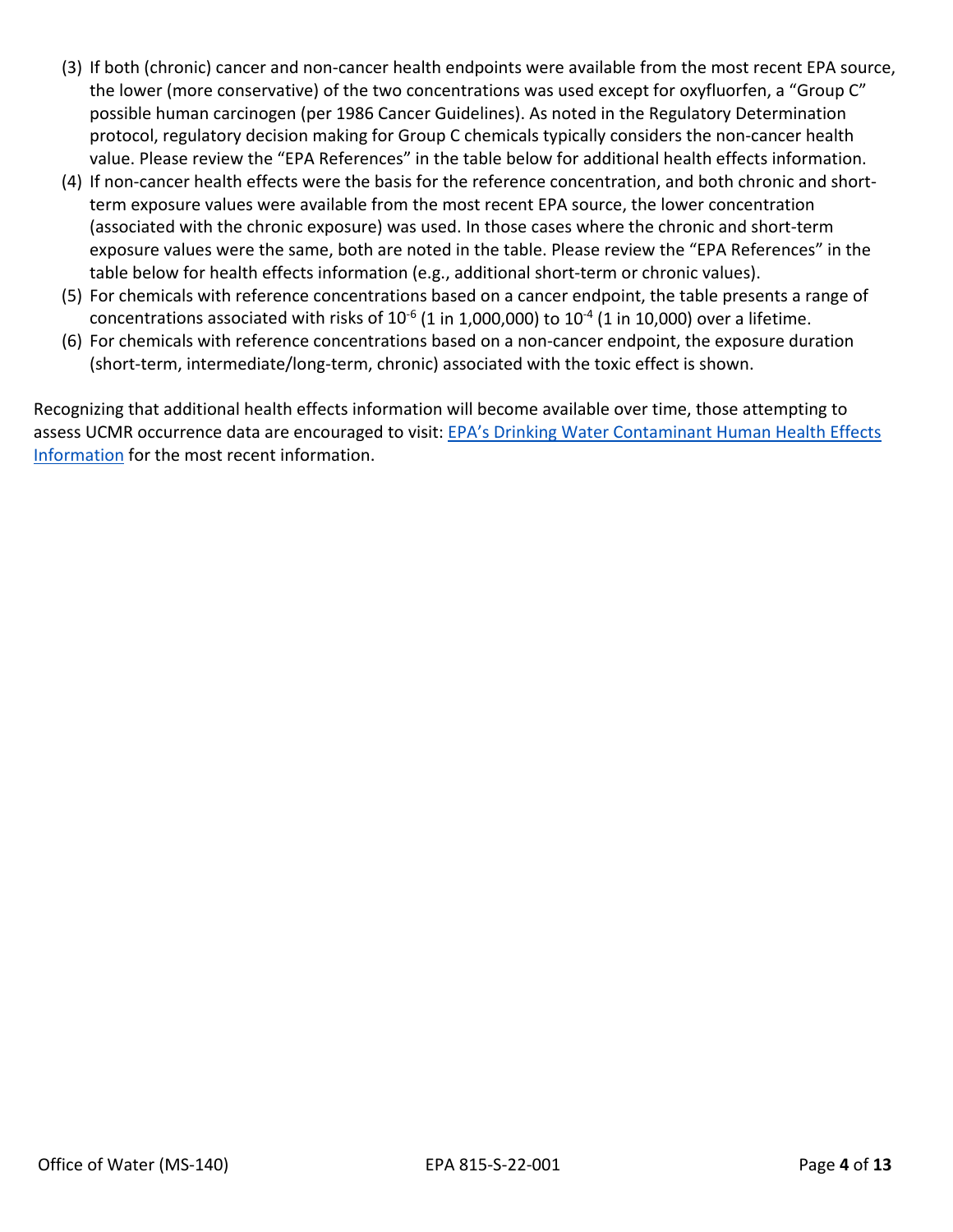(3) If both (chronic) cancer and non-cancer health endpoints were available from the most recent EPA source, the lower (more conservative) of the two concentrations was used except for oxyfluorfen, a "Group C" possible human carcinogen (per 1986 Cancer Guidelines). As noted in the Regulatory Determination protocol, regulatory decision making for Group C chemicals typically considers the non-cancer health value. Please review the "EPA References" in the table below for additional health effects information.

(4) If non-cancer health effects were the basis for the reference concentration, and both chronic and short-term exposure values were available from the most recent EPA source, the lower concentration (associated with the chronic exposure) was used. In those cases where the chronic and short-term exposure values were the same, both are noted in the table. Please review the "EPA References" in the table below for health effects information (e.g., additional short-term or chronic values).

(5) For chemicals with reference concentrations based on a cancer endpoint, the table presents a range of concentrations associated with risks of $10^{-6}$ (1 in 1,000,000) to $10^{-4}$ (1 in 10,000) over a lifetime.

(6) For chemicals with reference concentrations based on a non-cancer endpoint, the exposure duration (short-term, intermediate/long-term, chronic) associated with the toxic effect is shown.

Recognizing that additional health effects information will become available over time, those attempting to assess UCMR occurrence data are encouraged to visit: EPA's Drinking Water Contaminant Human Health Effects Information for the most recent information.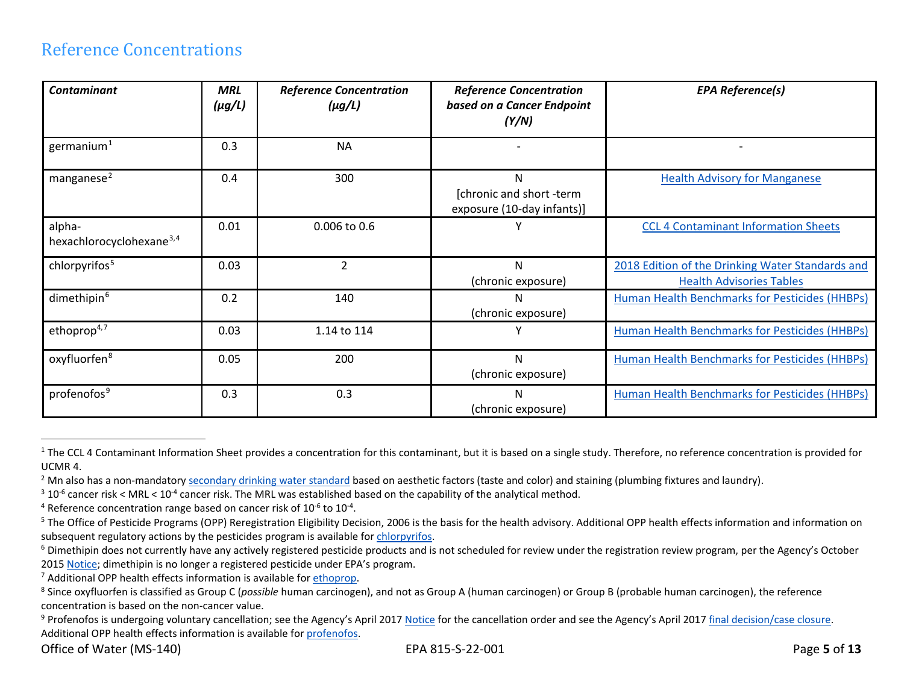## Reference Concentrations

| *Contaminant* | *MRL (µg/L)* | *Reference Concentration (µg/L)* | *Reference Concentration based on a Cancer Endpoint (Y/N)* | *EPA Reference(s)* |
|---|---|---|---|---|
| germanium[1] | 0.3 | NA | - | - |
| manganese[2] | 0.4 | 300 | N [chronic and short -term exposure (10-day infants)] | Health Advisory for Manganese |
| alpha-hexachlorocyclohexane[3,4] | 0.01 | 0.006 to 0.6 | Y | CCL 4 Contaminant Information Sheets |
| chlorpyrifos[5] | 0.03 | 2 | N (chronic exposure) | 2018 Edition of the Drinking Water Standards and Health Advisories Tables |
| dimethipin[6] | 0.2 | 140 | N (chronic exposure) | Human Health Benchmarks for Pesticides (HHBPs) |
| ethoprop[4,7] | 0.03 | 1.14 to 114 | Y | Human Health Benchmarks for Pesticides (HHBPs) |
| oxyfluorfen[8] | 0.05 | 200 | N (chronic exposure) | Human Health Benchmarks for Pesticides (HHBPs) |
| profenofos[9] | 0.3 | 0.3 | N (chronic exposure) | Human Health Benchmarks for Pesticides (HHBPs) |

[1] The CCL 4 Contaminant Information Sheet provides a concentration for this contaminant, but it is based on a single study. Therefore, no reference concentration is provided for UCMR 4.

[2] Mn also has a non-mandatory secondary drinking water standard based on aesthetic factors (taste and color) and staining (plumbing fixtures and laundry).

[3] $10^{-6}$ cancer risk < MRL < $10^{-4}$ cancer risk. The MRL was established based on the capability of the analytical method.

[4] Reference concentration range based on cancer risk of $10^{-6}$ to $10^{-4}$.

[5] The Office of Pesticide Programs (OPP) Reregistration Eligibility Decision, 2006 is the basis for the health advisory. Additional OPP health effects information and information on subsequent regulatory actions by the pesticides program is available for chlorpyrifos.

[6] Dimethipin does not currently have any actively registered pesticide products and is not scheduled for review under the registration review program, per the Agency's October 2015 Notice; dimethipin is no longer a registered pesticide under EPA's program.

[7] Additional OPP health effects information is available for ethoprop.

[8] Since oxyfluorfen is classified as Group C (*possible* human carcinogen), and not as Group A (human carcinogen) or Group B (probable human carcinogen), the reference concentration is based on the non-cancer value.

[9] Profenofos is undergoing voluntary cancellation; see the Agency's April 2017 Notice for the cancellation order and see the Agency's April 2017 final decision/case closure. Additional OPP health effects information is available for profenofos.

Office of Water (MS-140) EPA 815-S-22-001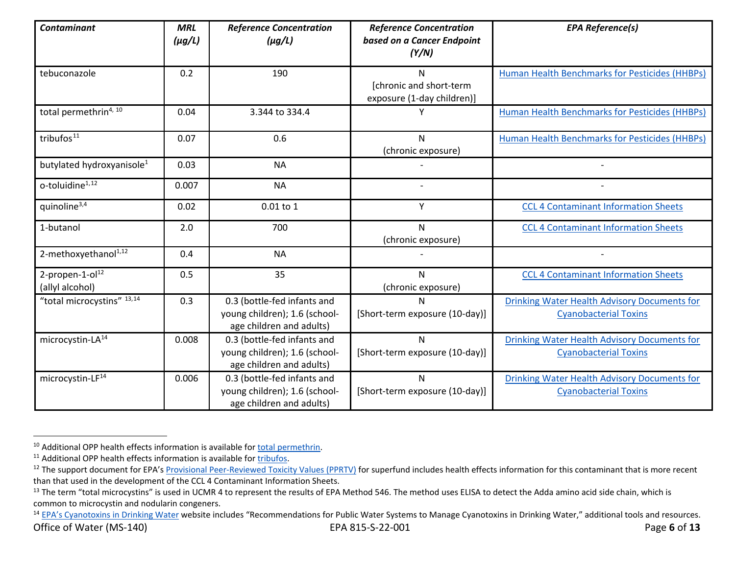| *Contaminant* | *MRL (µg/L)* | *Reference Concentration (µg/L)* | *Reference Concentration based on a Cancer Endpoint (Y/N)* | *EPA Reference(s)* |
|---|---|---|---|---|
| tebuconazole | 0.2 | 190 | N [chronic and short-term exposure (1-day children)] | Human Health Benchmarks for Pesticides (HHBPs) |
| total permethrin[4, 10] | 0.04 | 3.344 to 334.4 | Y | Human Health Benchmarks for Pesticides (HHBPs) |
| tribufos[11] | 0.07 | 0.6 | N (chronic exposure) | Human Health Benchmarks for Pesticides (HHBPs) |
| butylated hydroxyanisole[1] | 0.03 | NA | - | - |
| o-toluidine[1,12] | 0.007 | NA | - | - |
| quinoline[3,4] | 0.02 | 0.01 to 1 | Y | CCL 4 Contaminant Information Sheets |
| 1-butanol | 2.0 | 700 | N (chronic exposure) | CCL 4 Contaminant Information Sheets |
| 2-methoxyethanol[1,12] | 0.4 | NA | - | - |
| 2-propen-1-ol[12] (allyl alcohol) | 0.5 | 35 | N (chronic exposure) | CCL 4 Contaminant Information Sheets |
| "total microcystins" [13,14] | 0.3 | 0.3 (bottle-fed infants and young children); 1.6 (school-age children and adults) | N [Short-term exposure (10-day)] | Drinking Water Health Advisory Documents for Cyanobacterial Toxins |
| microcystin-LA[14] | 0.008 | 0.3 (bottle-fed infants and young children); 1.6 (school-age children and adults) | N [Short-term exposure (10-day)] | Drinking Water Health Advisory Documents for Cyanobacterial Toxins |
| microcystin-LF[14] | 0.006 | 0.3 (bottle-fed infants and young children); 1.6 (school-age children and adults) | N [Short-term exposure (10-day)] | Drinking Water Health Advisory Documents for Cyanobacterial Toxins |

[10] Additional OPP health effects information is available for total permethrin.

[11] Additional OPP health effects information is available for tribufos.

[12] The support document for EPA's Provisional Peer-Reviewed Toxicity Values (PPRTV) for superfund includes health effects information for this contaminant that is more recent than that used in the development of the CCL 4 Contaminant Information Sheets.

[13] The term "total microcystins" is used in UCMR 4 to represent the results of EPA Method 546. The method uses ELISA to detect the Adda amino acid side chain, which is common to microcystin and nodularin congeners.

[14] EPA's Cyanotoxins in Drinking Water website includes "Recommendations for Public Water Systems to Manage Cyanotoxins in Drinking Water," additional tools and resources.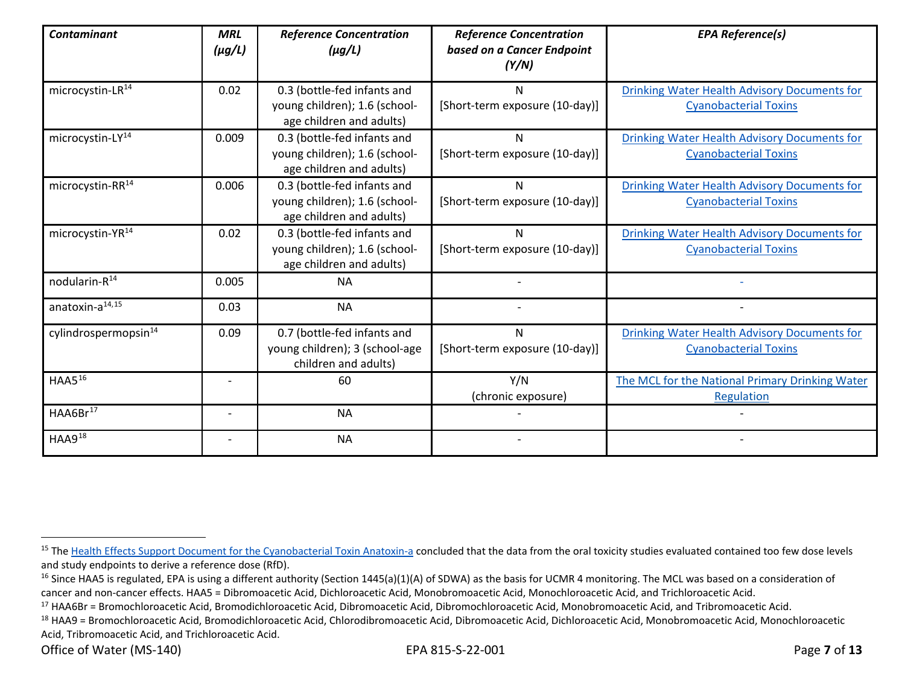| *Contaminant* | *MRL (µg/L)* | *Reference Concentration (µg/L)* | *Reference Concentration based on a Cancer Endpoint (Y/N)* | *EPA Reference(s)* |
|---|---|---|---|---|
| microcystin-LR[14] | 0.02 | 0.3 (bottle-fed infants and young children); 1.6 (school-age children and adults) | N [Short-term exposure (10-day)] | Drinking Water Health Advisory Documents for Cyanobacterial Toxins |
| microcystin-LY[14] | 0.009 | 0.3 (bottle-fed infants and young children); 1.6 (school-age children and adults) | N [Short-term exposure (10-day)] | Drinking Water Health Advisory Documents for Cyanobacterial Toxins |
| microcystin-RR[14] | 0.006 | 0.3 (bottle-fed infants and young children); 1.6 (school-age children and adults) | N [Short-term exposure (10-day)] | Drinking Water Health Advisory Documents for Cyanobacterial Toxins |
| microcystin-YR[14] | 0.02 | 0.3 (bottle-fed infants and young children); 1.6 (school-age children and adults) | N [Short-term exposure (10-day)] | Drinking Water Health Advisory Documents for Cyanobacterial Toxins |
| nodularin-R[14] | 0.005 | NA | - | - |
| anatoxin-a[14,15] | 0.03 | NA | - | - |
| cylindrospermopsin[14] | 0.09 | 0.7 (bottle-fed infants and young children); 3 (school-age children and adults) | N [Short-term exposure (10-day)] | Drinking Water Health Advisory Documents for Cyanobacterial Toxins |
| HAA5[16] | - | 60 | Y/N (chronic exposure) | The MCL for the National Primary Drinking Water Regulation |
| HAA6Br[17] | - | NA | - | - |
| HAA9[18] | - | NA | - | - |

[15] The Health Effects Support Document for the Cyanobacterial Toxin Anatoxin-a concluded that the data from the oral toxicity studies evaluated contained too few dose levels and study endpoints to derive a reference dose (RfD).

[16] Since HAA5 is regulated, EPA is using a different authority (Section 1445(a)(1)(A) of SDWA) as the basis for UCMR 4 monitoring. The MCL was based on a consideration of cancer and non-cancer effects. HAA5 = Dibromoacetic Acid, Dichloroacetic Acid, Monobromoacetic Acid, Monochloroacetic Acid, and Trichloroacetic Acid.

[17] HAA6Br = Bromochloroacetic Acid, Bromodichloroacetic Acid, Dibromoacetic Acid, Dibromochloroacetic Acid, Monobromoacetic Acid, and Tribromoacetic Acid.

[18] HAA9 = Bromochloroacetic Acid, Bromodichloroacetic Acid, Chlorodibromoacetic Acid, Dibromoacetic Acid, Dichloroacetic Acid, Monobromoacetic Acid, Monochloroacetic Acid, Tribromoacetic Acid, and Trichloroacetic Acid.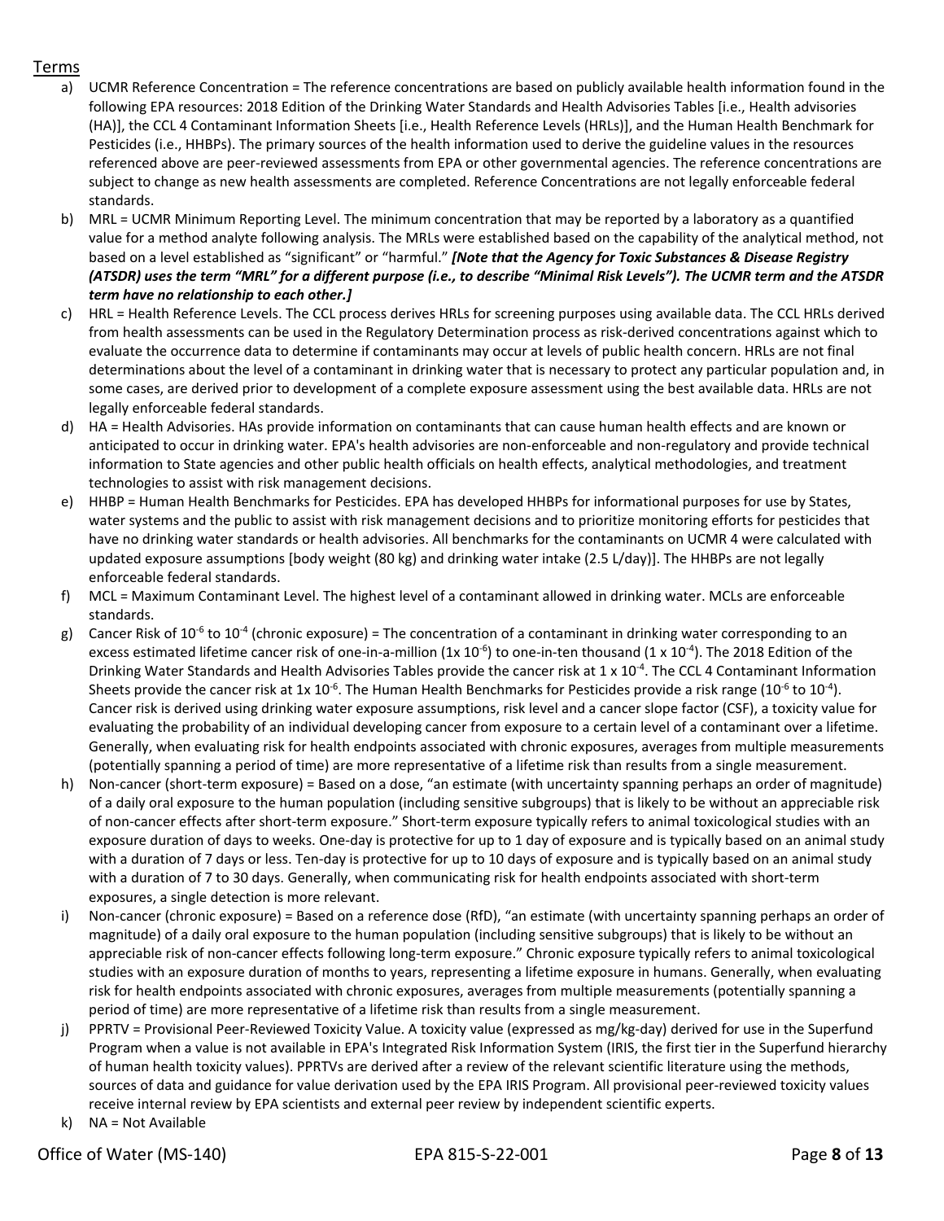## Terms

a) UCMR Reference Concentration = The reference concentrations are based on publicly available health information found in the following EPA resources: 2018 Edition of the Drinking Water Standards and Health Advisories Tables [i.e., Health advisories (HA)], the CCL 4 Contaminant Information Sheets [i.e., Health Reference Levels (HRLs)], and the Human Health Benchmark for Pesticides (i.e., HHBPs). The primary sources of the health information used to derive the guideline values in the resources referenced above are peer-reviewed assessments from EPA or other governmental agencies. The reference concentrations are subject to change as new health assessments are completed. Reference Concentrations are not legally enforceable federal standards.

b) MRL = UCMR Minimum Reporting Level. The minimum concentration that may be reported by a laboratory as a quantified value for a method analyte following analysis. The MRLs were established based on the capability of the analytical method, not based on a level established as "significant" or "harmful." ***[Note that the Agency for Toxic Substances & Disease Registry (ATSDR) uses the term "MRL" for a different purpose (i.e., to describe "Minimal Risk Levels"). The UCMR term and the ATSDR term have no relationship to each other.]***

c) HRL = Health Reference Levels. The CCL process derives HRLs for screening purposes using available data. The CCL HRLs derived from health assessments can be used in the Regulatory Determination process as risk-derived concentrations against which to evaluate the occurrence data to determine if contaminants may occur at levels of public health concern. HRLs are not final determinations about the level of a contaminant in drinking water that is necessary to protect any particular population and, in some cases, are derived prior to development of a complete exposure assessment using the best available data. HRLs are not legally enforceable federal standards.

d) HA = Health Advisories. HAs provide information on contaminants that can cause human health effects and are known or anticipated to occur in drinking water. EPA's health advisories are non-enforceable and non-regulatory and provide technical information to State agencies and other public health officials on health effects, analytical methodologies, and treatment technologies to assist with risk management decisions.

e) HHBP = Human Health Benchmarks for Pesticides. EPA has developed HHBPs for informational purposes for use by States, water systems and the public to assist with risk management decisions and to prioritize monitoring efforts for pesticides that have no drinking water standards or health advisories. All benchmarks for the contaminants on UCMR 4 were calculated with updated exposure assumptions [body weight (80 kg) and drinking water intake (2.5 L/day)]. The HHBPs are not legally enforceable federal standards.

f) MCL = Maximum Contaminant Level. The highest level of a contaminant allowed in drinking water. MCLs are enforceable standards.

g) Cancer Risk of $10^{-6}$ to $10^{-4}$ (chronic exposure) = The concentration of a contaminant in drinking water corresponding to an excess estimated lifetime cancer risk of one-in-a-million ($1 \times 10^{-6}$) to one-in-ten thousand ($1 \times 10^{-4}$). The 2018 Edition of the Drinking Water Standards and Health Advisories Tables provide the cancer risk at $1 \times 10^{-4}$. The CCL 4 Contaminant Information Sheets provide the cancer risk at $1 \times 10^{-6}$. The Human Health Benchmarks for Pesticides provide a risk range ($10^{-6}$ to $10^{-4}$). Cancer risk is derived using drinking water exposure assumptions, risk level and a cancer slope factor (CSF), a toxicity value for evaluating the probability of an individual developing cancer from exposure to a certain level of a contaminant over a lifetime. Generally, when evaluating risk for health endpoints associated with chronic exposures, averages from multiple measurements (potentially spanning a period of time) are more representative of a lifetime risk than results from a single measurement.

h) Non-cancer (short-term exposure) = Based on a dose, "an estimate (with uncertainty spanning perhaps an order of magnitude) of a daily oral exposure to the human population (including sensitive subgroups) that is likely to be without an appreciable risk of non-cancer effects after short-term exposure." Short-term exposure typically refers to animal toxicological studies with an exposure duration of days to weeks. One-day is protective for up to 1 day of exposure and is typically based on an animal study with a duration of 7 days or less. Ten-day is protective for up to 10 days of exposure and is typically based on an animal study with a duration of 7 to 30 days. Generally, when communicating risk for health endpoints associated with short-term exposures, a single detection is more relevant.

i) Non-cancer (chronic exposure) = Based on a reference dose (RfD), "an estimate (with uncertainty spanning perhaps an order of magnitude) of a daily oral exposure to the human population (including sensitive subgroups) that is likely to be without an appreciable risk of non-cancer effects following long-term exposure." Chronic exposure typically refers to animal toxicological studies with an exposure duration of months to years, representing a lifetime exposure in humans. Generally, when evaluating risk for health endpoints associated with chronic exposures, averages from multiple measurements (potentially spanning a period of time) are more representative of a lifetime risk than results from a single measurement.

j) PPRTV = Provisional Peer-Reviewed Toxicity Value. A toxicity value (expressed as mg/kg-day) derived for use in the Superfund Program when a value is not available in EPA's Integrated Risk Information System (IRIS, the first tier in the Superfund hierarchy of human health toxicity values). PPRTVs are derived after a review of the relevant scientific literature using the methods, sources of data and guidance for value derivation used by the EPA IRIS Program. All provisional peer-reviewed toxicity values receive internal review by EPA scientists and external peer review by independent scientific experts.

k) NA = Not Available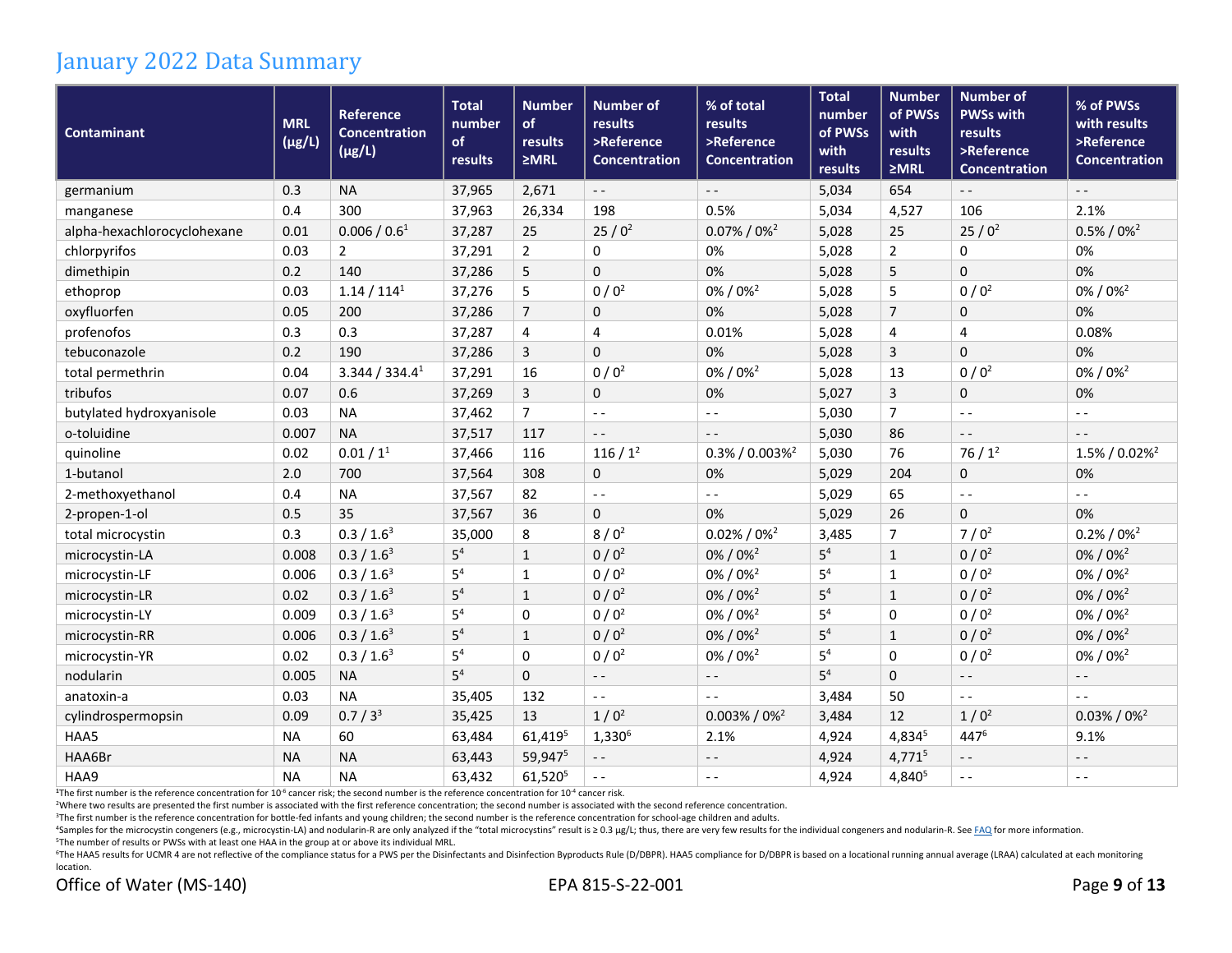# January 2022 Data Summary

| Contaminant | MRL (µg/L) | Reference Concentration (µg/L) | Total number of results | Number of results ≥MRL | Number of results >Reference Concentration | % of total results >Reference Concentration | Total number of PWSs with results | Number of PWSs with results ≥MRL | Number of PWSs with results >Reference Concentration | % of PWSs with results >Reference Concentration |
|---|---|---|---|---|---|---|---|---|---|---|
| germanium | 0.3 | NA | 37,965 | 2,671 | - - | - - | 5,034 | 654 | - - | - - |
| manganese | 0.4 | 300 | 37,963 | 26,334 | 198 | 0.5% | 5,034 | 4,527 | 106 | 2.1% |
| alpha-hexachlorocyclohexane | 0.01 | 0.006 / 0.6[1] | 37,287 | 25 | 25 / 0[2] | 0.07% / 0%[2] | 5,028 | 25 | 25 / 0[2] | 0.5% / 0%[2] |
| chlorpyrifos | 0.03 | 2 | 37,291 | 2 | 0 | 0% | 5,028 | 2 | 0 | 0% |
| dimethipin | 0.2 | 140 | 37,286 | 5 | 0 | 0% | 5,028 | 5 | 0 | 0% |
| ethoprop | 0.03 | 1.14 / 114[1] | 37,276 | 5 | 0 / 0[2] | 0% / 0%[2] | 5,028 | 5 | 0 / 0[2] | 0% / 0%[2] |
| oxyfluorfen | 0.05 | 200 | 37,286 | 7 | 0 | 0% | 5,028 | 7 | 0 | 0% |
| profenofos | 0.3 | 0.3 | 37,287 | 4 | 4 | 0.01% | 5,028 | 4 | 4 | 0.08% |
| tebuconazole | 0.2 | 190 | 37,286 | 3 | 0 | 0% | 5,028 | 3 | 0 | 0% |
| total permethrin | 0.04 | 3.344 / 334.4[1] | 37,291 | 16 | 0 / 0[2] | 0% / 0%[2] | 5,028 | 13 | 0 / 0[2] | 0% / 0%[2] |
| tribufos | 0.07 | 0.6 | 37,269 | 3 | 0 | 0% | 5,027 | 3 | 0 | 0% |
| butylated hydroxyanisole | 0.03 | NA | 37,462 | 7 | - - | - - | 5,030 | 7 | - - | - - |
| o-toluidine | 0.007 | NA | 37,517 | 117 | - - | - - | 5,030 | 86 | - - | - - |
| quinoline | 0.02 | 0.01 / 1[1] | 37,466 | 116 | 116 / 1[2] | 0.3% / 0.003%[2] | 5,030 | 76 | 76 / 1[2] | 1.5% / 0.02%[2] |
| 1-butanol | 2.0 | 700 | 37,564 | 308 | 0 | 0% | 5,029 | 204 | 0 | 0% |
| 2-methoxyethanol | 0.4 | NA | 37,567 | 82 | - - | - - | 5,029 | 65 | - - | - - |
| 2-propen-1-ol | 0.5 | 35 | 37,567 | 36 | 0 | 0% | 5,029 | 26 | 0 | 0% |
| total microcystin | 0.3 | 0.3 / 1.6[3] | 35,000 | 8 | 8 / 0[2] | 0.02% / 0%[2] | 3,485 | 7 | 7 / 0[2] | 0.2% / 0%[2] |
| microcystin-LA | 0.008 | 0.3 / 1.6[3] | 5[4] | 1 | 0 / 0[2] | 0% / 0%[2] | 5[4] | 1 | 0 / 0[2] | 0% / 0%[2] |
| microcystin-LF | 0.006 | 0.3 / 1.6[3] | 5[4] | 1 | 0 / 0[2] | 0% / 0%[2] | 5[4] | 1 | 0 / 0[2] | 0% / 0%[2] |
| microcystin-LR | 0.02 | 0.3 / 1.6[3] | 5[4] | 1 | 0 / 0[2] | 0% / 0%[2] | 5[4] | 1 | 0 / 0[2] | 0% / 0%[2] |
| microcystin-LY | 0.009 | 0.3 / 1.6[3] | 5[4] | 0 | 0 / 0[2] | 0% / 0%[2] | 5[4] | 0 | 0 / 0[2] | 0% / 0%[2] |
| microcystin-RR | 0.006 | 0.3 / 1.6[3] | 5[4] | 1 | 0 / 0[2] | 0% / 0%[2] | 5[4] | 1 | 0 / 0[2] | 0% / 0%[2] |
| microcystin-YR | 0.02 | 0.3 / 1.6[3] | 5[4] | 0 | 0 / 0[2] | 0% / 0%[2] | 5[4] | 0 | 0 / 0[2] | 0% / 0%[2] |
| nodularin | 0.005 | NA | 5[4] | 0 | - - | - - | 5[4] | 0 | - - | - - |
| anatoxin-a | 0.03 | NA | 35,405 | 132 | - - | - - | 3,484 | 50 | - - | - - |
| cylindrospermopsin | 0.09 | 0.7 / 3[3] | 35,425 | 13 | 1 / 0[2] | 0.003% / 0%[2] | 3,484 | 12 | 1 / 0[2] | 0.03% / 0%[2] |
| HAA5 | NA | 60 | 63,484 | 61,419[5] | 1,330[6] | 2.1% | 4,924 | 4,834[5] | 447[6] | 9.1% |
| HAA6Br | NA | NA | 63,443 | 59,947[5] | - - | - - | 4,924 | 4,771[5] | - - | - - |
| HAA9 | NA | NA | 63,432 | 61,520[5] | - - | - - | 4,924 | 4,840[5] | - - | - - |

[1]The first number is the reference concentration for $10^{-6}$ cancer risk; the second number is the reference concentration for $10^{-4}$ cancer risk.
[2]Where two results are presented the first number is associated with the first reference concentration; the second number is associated with the second reference concentration.
[3]The first number is the reference concentration for bottle-fed infants and young children; the second number is the reference concentration for school-age children and adults.
[4]Samples for the microcystin congeners (e.g., microcystin-LA) and nodularin-R are only analyzed if the "total microcystins" result is ≥ 0.3 µg/L; thus, there are very few results for the individual congeners and nodularin-R. See FAQ for more information.
[5]The number of results or PWSs with at least one HAA in the group at or above its individual MRL.
[6]The HAA5 results for UCMR 4 are not reflective of the compliance status for a PWS per the Disinfectants and Disinfection Byproducts Rule (D/DBPR). HAA5 compliance for D/DBPR is based on a locational running annual average (LRAA) calculated at each monitoring location.

Office of Water (MS-140) EPA 815-S-22-001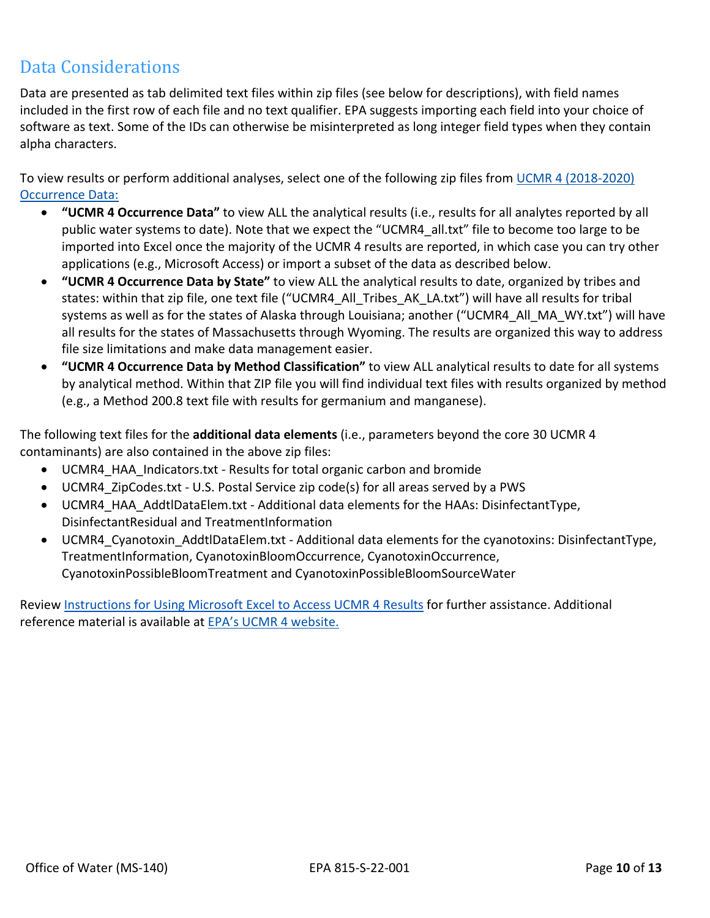## Data Considerations

Data are presented as tab delimited text files within zip files (see below for descriptions), with field names included in the first row of each file and no text qualifier. EPA suggests importing each field into your choice of software as text. Some of the IDs can otherwise be misinterpreted as long integer field types when they contain alpha characters.

To view results or perform additional analyses, select one of the following zip files from [UCMR 4 (2018-2020) Occurrence Data:]()

- **"UCMR 4 Occurrence Data"** to view ALL the analytical results (i.e., results for all analytes reported by all public water systems to date). Note that we expect the "UCMR4_all.txt" file to become too large to be imported into Excel once the majority of the UCMR 4 results are reported, in which case you can try other applications (e.g., Microsoft Access) or import a subset of the data as described below.
- **"UCMR 4 Occurrence Data by State"** to view ALL the analytical results to date, organized by tribes and states: within that zip file, one text file ("UCMR4_All_Tribes_AK_LA.txt") will have all results for tribal systems as well as for the states of Alaska through Louisiana; another ("UCMR4_All_MA_WY.txt") will have all results for the states of Massachusetts through Wyoming. The results are organized this way to address file size limitations and make data management easier.
- **"UCMR 4 Occurrence Data by Method Classification"** to view ALL analytical results to date for all systems by analytical method. Within that ZIP file you will find individual text files with results organized by method (e.g., a Method 200.8 text file with results for germanium and manganese).

The following text files for the **additional data elements** (i.e., parameters beyond the core 30 UCMR 4 contaminants) are also contained in the above zip files:

- UCMR4_HAA_Indicators.txt - Results for total organic carbon and bromide
- UCMR4_ZipCodes.txt - U.S. Postal Service zip code(s) for all areas served by a PWS
- UCMR4_HAA_AddtlDataElem.txt - Additional data elements for the HAAs: DisinfectantType, DisinfectantResidual and TreatmentInformation
- UCMR4_Cyanotoxin_AddtlDataElem.txt - Additional data elements for the cyanotoxins: DisinfectantType, TreatmentInformation, CyanotoxinBloomOccurrence, CyanotoxinOccurrence, CyanotoxinPossibleBloomTreatment and CyanotoxinPossibleBloomSourceWater

Review [Instructions for Using Microsoft Excel to Access UCMR 4 Results]() for further assistance. Additional reference material is available at [EPA's UCMR 4 website.]()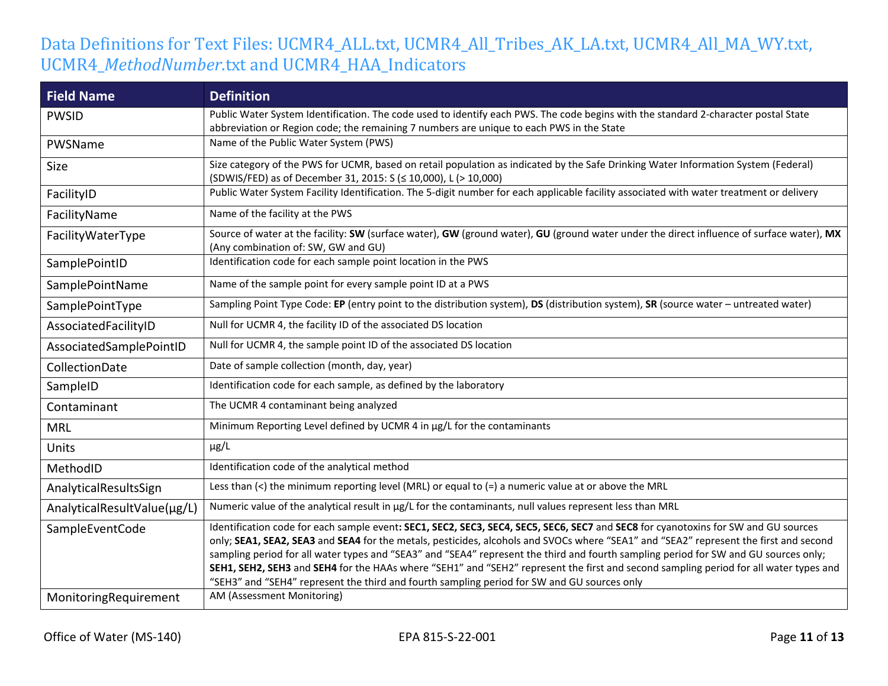## Data Definitions for Text Files: UCMR4_ALL.txt, UCMR4_All_Tribes_AK_LA.txt, UCMR4_All_MA_WY.txt, UCMR4_*MethodNumber*.txt and UCMR4_HAA_Indicators

| Field Name | Definition |
|---|---|
| PWSID | Public Water System Identification. The code used to identify each PWS. The code begins with the standard 2-character postal State abbreviation or Region code; the remaining 7 numbers are unique to each PWS in the State |
| PWSName | Name of the Public Water System (PWS) |
| Size | Size category of the PWS for UCMR, based on retail population as indicated by the Safe Drinking Water Information System (Federal) (SDWIS/FED) as of December 31, 2015: S (≤ 10,000), L (> 10,000) |
| FacilityID | Public Water System Facility Identification. The 5-digit number for each applicable facility associated with water treatment or delivery |
| FacilityName | Name of the facility at the PWS |
| FacilityWaterType | Source of water at the facility: **SW** (surface water), **GW** (ground water), **GU** (ground water under the direct influence of surface water), **MX** (Any combination of: SW, GW and GU) |
| SamplePointID | Identification code for each sample point location in the PWS |
| SamplePointName | Name of the sample point for every sample point ID at a PWS |
| SamplePointType | Sampling Point Type Code: **EP** (entry point to the distribution system), **DS** (distribution system), **SR** (source water – untreated water) |
| AssociatedFacilityID | Null for UCMR 4, the facility ID of the associated DS location |
| AssociatedSamplePointID | Null for UCMR 4, the sample point ID of the associated DS location |
| CollectionDate | Date of sample collection (month, day, year) |
| SampleID | Identification code for each sample, as defined by the laboratory |
| Contaminant | The UCMR 4 contaminant being analyzed |
| MRL | Minimum Reporting Level defined by UCMR 4 in µg/L for the contaminants |
| Units | µg/L |
| MethodID | Identification code of the analytical method |
| AnalyticalResultsSign | Less than (<) the minimum reporting level (MRL) or equal to (=) a numeric value at or above the MRL |
| AnalyticalResultValue(µg/L) | Numeric value of the analytical result in µg/L for the contaminants, null values represent less than MRL |
| SampleEventCode | Identification code for each sample event**: SEC1, SEC2, SEC3, SEC4, SEC5, SEC6, SEC7** and **SEC8** for cyanotoxins for SW and GU sources only; **SEA1, SEA2, SEA3** and **SEA4** for the metals, pesticides, alcohols and SVOCs where "SEA1" and "SEA2" represent the first and second sampling period for all water types and "SEA3" and "SEA4" represent the third and fourth sampling period for SW and GU sources only; **SEH1, SEH2, SEH3** and **SEH4** for the HAAs where "SEH1" and "SEH2" represent the first and second sampling period for all water types and "SEH3" and "SEH4" represent the third and fourth sampling period for SW and GU sources only |
| MonitoringRequirement | AM (Assessment Monitoring) |

Office of Water (MS-140) EPA 815-S-22-001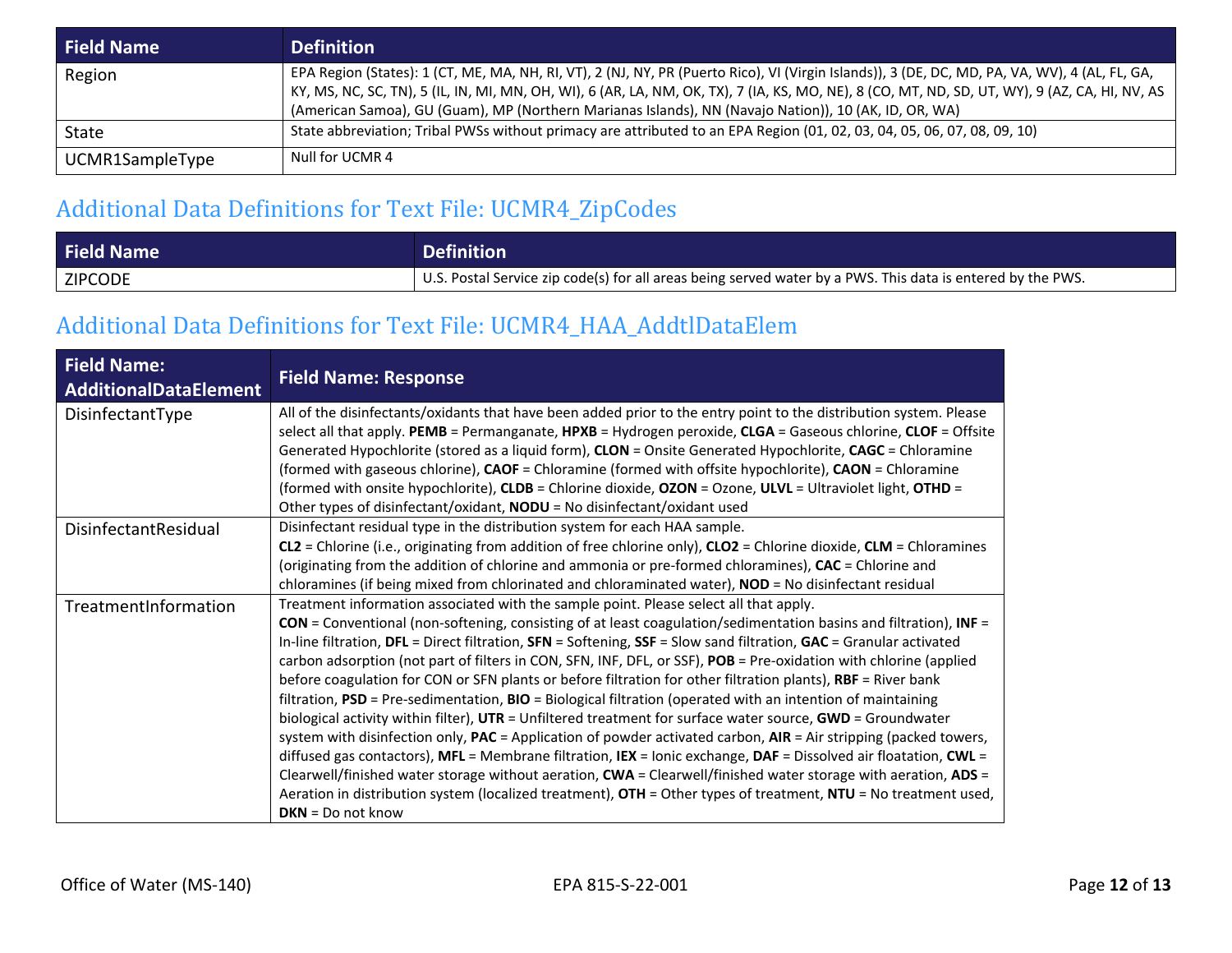| Field Name | Definition |
| --- | --- |
| Region | EPA Region (States): 1 (CT, ME, MA, NH, RI, VT), 2 (NJ, NY, PR (Puerto Rico), VI (Virgin Islands)), 3 (DE, DC, MD, PA, VA, WV), 4 (AL, FL, GA, KY, MS, NC, SC, TN), 5 (IL, IN, MI, MN, OH, WI), 6 (AR, LA, NM, OK, TX), 7 (IA, KS, MO, NE), 8 (CO, MT, ND, SD, UT, WY), 9 (AZ, CA, HI, NV, AS (American Samoa), GU (Guam), MP (Northern Marianas Islands), NN (Navajo Nation)), 10 (AK, ID, OR, WA) |
| State | State abbreviation; Tribal PWSs without primacy are attributed to an EPA Region (01, 02, 03, 04, 05, 06, 07, 08, 09, 10) |
| UCMR1SampleType | Null for UCMR 4 |

## Additional Data Definitions for Text File: UCMR4_ZipCodes

| Field Name | Definition |
| --- | --- |
| ZIPCODE | U.S. Postal Service zip code(s) for all areas being served water by a PWS. This data is entered by the PWS. |

## Additional Data Definitions for Text File: UCMR4_HAA_AddtlDataElem

| Field Name: AdditionalDataElement | Field Name: Response |
| --- | --- |
| DisinfectantType | All of the disinfectants/oxidants that have been added prior to the entry point to the distribution system. Please select all that apply. **PEMB** = Permanganate, **HPXB** = Hydrogen peroxide, **CLGA** = Gaseous chlorine, **CLOF** = Offsite Generated Hypochlorite (stored as a liquid form), **CLON** = Onsite Generated Hypochlorite, **CAGC** = Chloramine (formed with gaseous chlorine), **CAOF** = Chloramine (formed with offsite hypochlorite), **CAON** = Chloramine (formed with onsite hypochlorite), **CLDB** = Chlorine dioxide, **OZON** = Ozone, **ULVL** = Ultraviolet light, **OTHD** = Other types of disinfectant/oxidant, **NODU** = No disinfectant/oxidant used |
| DisinfectantResidual | Disinfectant residual type in the distribution system for each HAA sample. **CL2** = Chlorine (i.e., originating from addition of free chlorine only), **CLO2** = Chlorine dioxide, **CLM** = Chloramines (originating from the addition of chlorine and ammonia or pre-formed chloramines), **CAC** = Chlorine and chloramines (if being mixed from chlorinated and chloraminated water), **NOD** = No disinfectant residual |
| TreatmentInformation | Treatment information associated with the sample point. Please select all that apply. **CON** = Conventional (non-softening, consisting of at least coagulation/sedimentation basins and filtration), **INF** = In-line filtration, **DFL** = Direct filtration, **SFN** = Softening, **SSF** = Slow sand filtration, **GAC** = Granular activated carbon adsorption (not part of filters in CON, SFN, INF, DFL, or SSF), **POB** = Pre-oxidation with chlorine (applied before coagulation for CON or SFN plants or before filtration for other filtration plants), **RBF** = River bank filtration, **PSD** = Pre-sedimentation, **BIO** = Biological filtration (operated with an intention of maintaining biological activity within filter), **UTR** = Unfiltered treatment for surface water source, **GWD** = Groundwater system with disinfection only, **PAC** = Application of powder activated carbon, **AIR** = Air stripping (packed towers, diffused gas contactors), **MFL** = Membrane filtration, **IEX** = Ionic exchange, **DAF** = Dissolved air floatation, **CWL** = Clearwell/finished water storage without aeration, **CWA** = Clearwell/finished water storage with aeration, **ADS** = Aeration in distribution system (localized treatment), **OTH** = Other types of treatment, **NTU** = No treatment used, **DKN** = Do not know |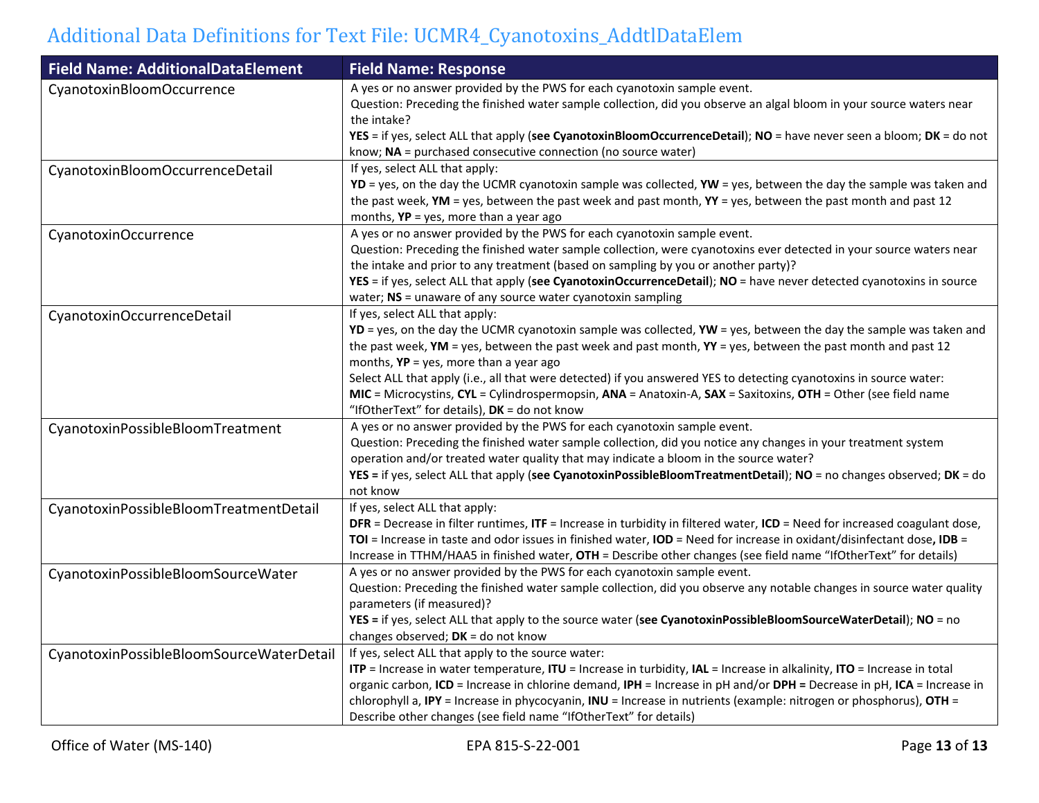## Additional Data Definitions for Text File: UCMR4_Cyanotoxins_AddtlDataElem

| Field Name: AdditionalDataElement | Field Name: Response |
|---|---|
| CyanotoxinBloomOccurrence | A yes or no answer provided by the PWS for each cyanotoxin sample event.<br>Question: Preceding the finished water sample collection, did you observe an algal bloom in your source waters near the intake?<br>**YES** = if yes, select ALL that apply (**see CyanotoxinBloomOccurrenceDetail**); **NO** = have never seen a bloom; **DK** = do not know; **NA** = purchased consecutive connection (no source water) |
| CyanotoxinBloomOccurrenceDetail | If yes, select ALL that apply:<br>**YD** = yes, on the day the UCMR cyanotoxin sample was collected, **YW** = yes, between the day the sample was taken and the past week, **YM** = yes, between the past week and past month, **YY** = yes, between the past month and past 12 months, **YP** = yes, more than a year ago |
| CyanotoxinOccurrence | A yes or no answer provided by the PWS for each cyanotoxin sample event.<br>Question: Preceding the finished water sample collection, were cyanotoxins ever detected in your source waters near the intake and prior to any treatment (based on sampling by you or another party)?<br>**YES** = if yes, select ALL that apply (**see CyanotoxinOccurrenceDetail**); **NO** = have never detected cyanotoxins in source water; **NS** = unaware of any source water cyanotoxin sampling |
| CyanotoxinOccurrenceDetail | If yes, select ALL that apply:<br>**YD** = yes, on the day the UCMR cyanotoxin sample was collected, **YW** = yes, between the day the sample was taken and the past week, **YM** = yes, between the past week and past month, **YY** = yes, between the past month and past 12 months, **YP** = yes, more than a year ago<br>Select ALL that apply (i.e., all that were detected) if you answered YES to detecting cyanotoxins in source water:<br>**MIC** = Microcystins, **CYL** = Cylindrospermopsin, **ANA** = Anatoxin-A, **SAX** = Saxitoxins, **OTH** = Other (see field name "IfOtherText" for details), **DK** = do not know |
| CyanotoxinPossibleBloomTreatment | A yes or no answer provided by the PWS for each cyanotoxin sample event.<br>Question: Preceding the finished water sample collection, did you notice any changes in your treatment system operation and/or treated water quality that may indicate a bloom in the source water?<br>**YES =** if yes, select ALL that apply (**see CyanotoxinPossibleBloomTreatmentDetail**); **NO** = no changes observed; **DK** = do not know |
| CyanotoxinPossibleBloomTreatmentDetail | If yes, select ALL that apply:<br>**DFR** = Decrease in filter runtimes, **ITF** = Increase in turbidity in filtered water, **ICD** = Need for increased coagulant dose, **TOI** = Increase in taste and odor issues in finished water, **IOD** = Need for increase in oxidant/disinfectant dose**, IDB** = Increase in TTHM/HAA5 in finished water, **OTH** = Describe other changes (see field name "IfOtherText" for details) |
| CyanotoxinPossibleBloomSourceWater | A yes or no answer provided by the PWS for each cyanotoxin sample event.<br>Question: Preceding the finished water sample collection, did you observe any notable changes in source water quality parameters (if measured)?<br>**YES =** if yes, select ALL that apply to the source water (**see CyanotoxinPossibleBloomSourceWaterDetail**); **NO** = no changes observed; **DK** = do not know |
| CyanotoxinPossibleBloomSourceWaterDetail | If yes, select ALL that apply to the source water:<br>**ITP** = Increase in water temperature, **ITU** = Increase in turbidity, **IAL** = Increase in alkalinity, **ITO** = Increase in total organic carbon, **ICD** = Increase in chlorine demand, **IPH** = Increase in pH and/or **DPH =** Decrease in pH, **ICA** = Increase in chlorophyll a, **IPY** = Increase in phycocyanin, **INU** = Increase in nutrients (example: nitrogen or phosphorus), **OTH** = Describe other changes (see field name "IfOtherText" for details) |

Office of Water (MS-140) EPA 815-S-22-001